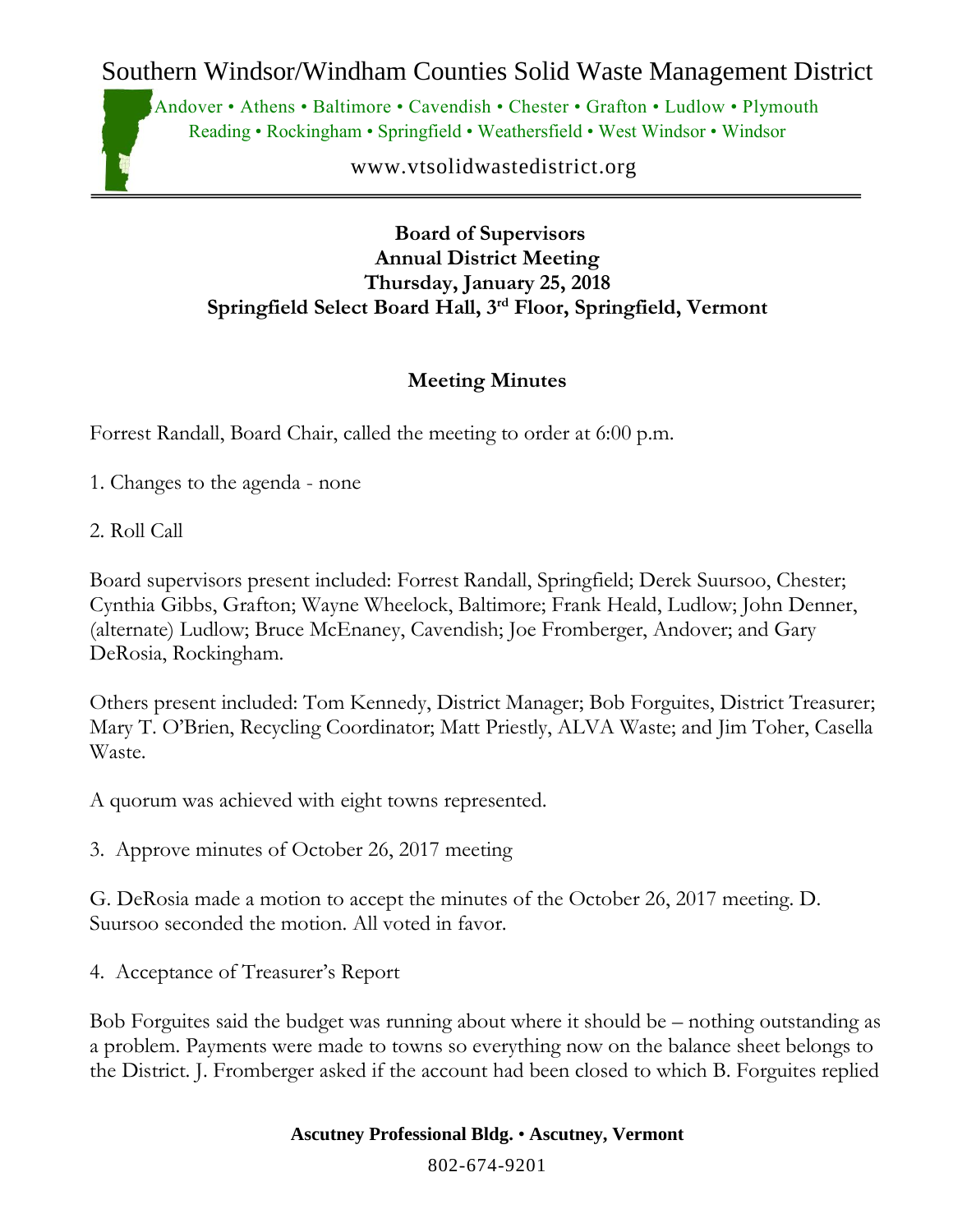# Southern Windsor/Windham Counties Solid Waste Management District

Andover • Athens • Baltimore • Cavendish • Chester • Grafton • Ludlow • Plymouth
Reading • Rockingham • Springfield • Weathersfield • West Windsor • Windsor

www.vtsolidwastedistrict.org

**Board of Supervisors**
**Annual District Meeting**
**Thursday, January 25, 2018**
**Springfield Select Board Hall, 3rd Floor, Springfield, Vermont**

## Meeting Minutes

Forrest Randall, Board Chair, called the meeting to order at 6:00 p.m.

1. Changes to the agenda - none

2. Roll Call

Board supervisors present included: Forrest Randall, Springfield; Derek Suursoo, Chester; Cynthia Gibbs, Grafton; Wayne Wheelock, Baltimore; Frank Heald, Ludlow; John Denner, (alternate) Ludlow; Bruce McEnaney, Cavendish; Joe Fromberger, Andover; and Gary DeRosia, Rockingham.

Others present included: Tom Kennedy, District Manager; Bob Forguites, District Treasurer; Mary T. O'Brien, Recycling Coordinator; Matt Priestly, ALVA Waste; and Jim Toher, Casella Waste.

A quorum was achieved with eight towns represented.

3. Approve minutes of October 26, 2017 meeting

G. DeRosia made a motion to accept the minutes of the October 26, 2017 meeting. D. Suursoo seconded the motion. All voted in favor.

4. Acceptance of Treasurer's Report

Bob Forguites said the budget was running about where it should be – nothing outstanding as a problem. Payments were made to towns so everything now on the balance sheet belongs to the District. J. Fromberger asked if the account had been closed to which B. Forguites replied

Ascutney Professional Bldg. • Ascutney, Vermont

802-674-9201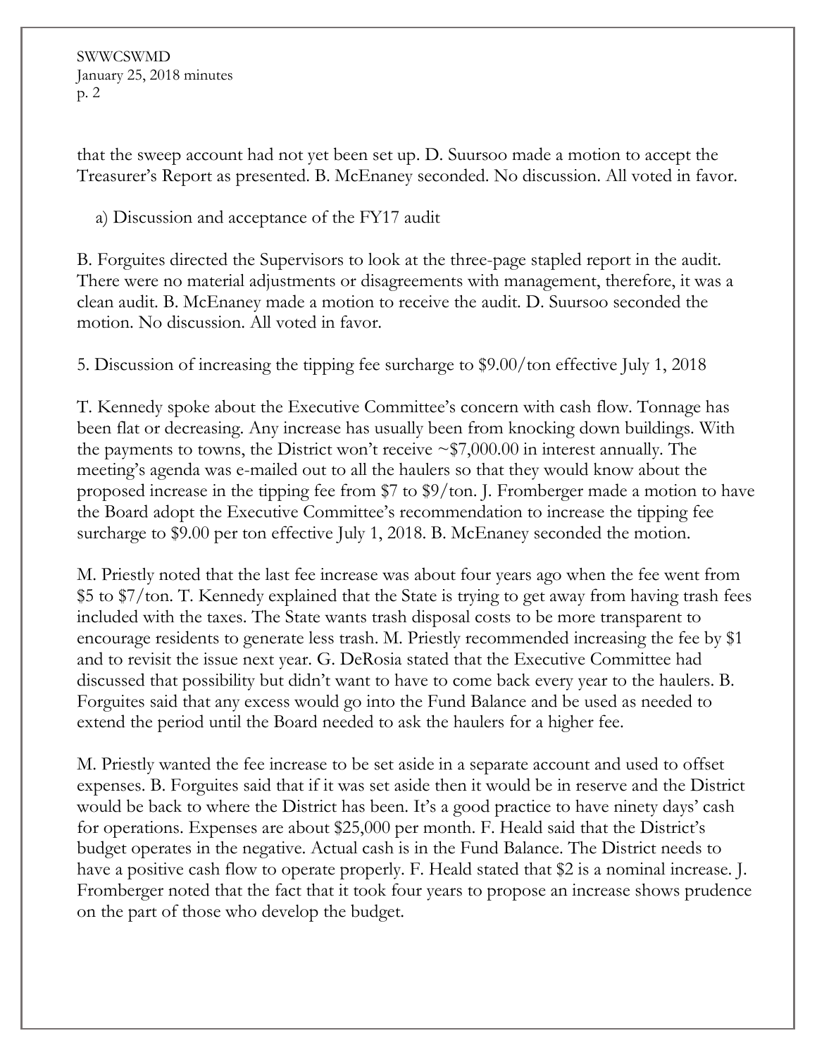that the sweep account had not yet been set up. D. Suursoo made a motion to accept the Treasurer's Report as presented. B. McEnaney seconded. No discussion. All voted in favor.

a) Discussion and acceptance of the FY17 audit

B. Forguites directed the Supervisors to look at the three-page stapled report in the audit. There were no material adjustments or disagreements with management, therefore, it was a clean audit. B. McEnaney made a motion to receive the audit. D. Suursoo seconded the motion. No discussion. All voted in favor.

5. Discussion of increasing the tipping fee surcharge to $9.00/ton effective July 1, 2018

T. Kennedy spoke about the Executive Committee's concern with cash flow. Tonnage has been flat or decreasing. Any increase has usually been from knocking down buildings. With the payments to towns, the District won't receive ~$7,000.00 in interest annually. The meeting's agenda was e-mailed out to all the haulers so that they would know about the proposed increase in the tipping fee from $7 to $9/ton. J. Fromberger made a motion to have the Board adopt the Executive Committee's recommendation to increase the tipping fee surcharge to $9.00 per ton effective July 1, 2018. B. McEnaney seconded the motion.

M. Priestly noted that the last fee increase was about four years ago when the fee went from $5 to $7/ton. T. Kennedy explained that the State is trying to get away from having trash fees included with the taxes. The State wants trash disposal costs to be more transparent to encourage residents to generate less trash. M. Priestly recommended increasing the fee by $1 and to revisit the issue next year. G. DeRosia stated that the Executive Committee had discussed that possibility but didn't want to have to come back every year to the haulers. B. Forguites said that any excess would go into the Fund Balance and be used as needed to extend the period until the Board needed to ask the haulers for a higher fee.

M. Priestly wanted the fee increase to be set aside in a separate account and used to offset expenses. B. Forguites said that if it was set aside then it would be in reserve and the District would be back to where the District has been. It's a good practice to have ninety days' cash for operations. Expenses are about $25,000 per month. F. Heald said that the District's budget operates in the negative. Actual cash is in the Fund Balance. The District needs to have a positive cash flow to operate properly. F. Heald stated that $2 is a nominal increase. J. Fromberger noted that the fact that it took four years to propose an increase shows prudence on the part of those who develop the budget.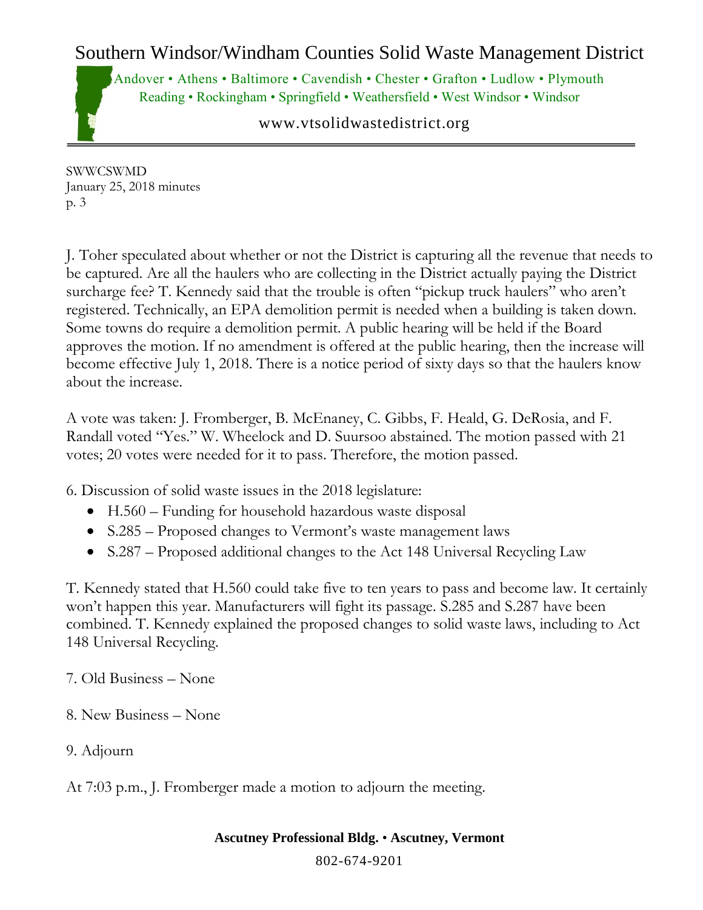J. Toher speculated about whether or not the District is capturing all the revenue that needs to be captured. Are all the haulers who are collecting in the District actually paying the District surcharge fee? T. Kennedy said that the trouble is often "pickup truck haulers" who aren't registered. Technically, an EPA demolition permit is needed when a building is taken down. Some towns do require a demolition permit. A public hearing will be held if the Board approves the motion. If no amendment is offered at the public hearing, then the increase will become effective July 1, 2018. There is a notice period of sixty days so that the haulers know about the increase.

A vote was taken: J. Fromberger, B. McEnaney, C. Gibbs, F. Heald, G. DeRosia, and F. Randall voted "Yes." W. Wheelock and D. Suursoo abstained. The motion passed with 21 votes; 20 votes were needed for it to pass. Therefore, the motion passed.

6. Discussion of solid waste issues in the 2018 legislature:

- H.560 – Funding for household hazardous waste disposal
- S.285 – Proposed changes to Vermont's waste management laws
- S.287 – Proposed additional changes to the Act 148 Universal Recycling Law

T. Kennedy stated that H.560 could take five to ten years to pass and become law. It certainly won't happen this year. Manufacturers will fight its passage. S.285 and S.287 have been combined. T. Kennedy explained the proposed changes to solid waste laws, including to Act 148 Universal Recycling.

7. Old Business – None

8. New Business – None

9. Adjourn

At 7:03 p.m., J. Fromberger made a motion to adjourn the meeting.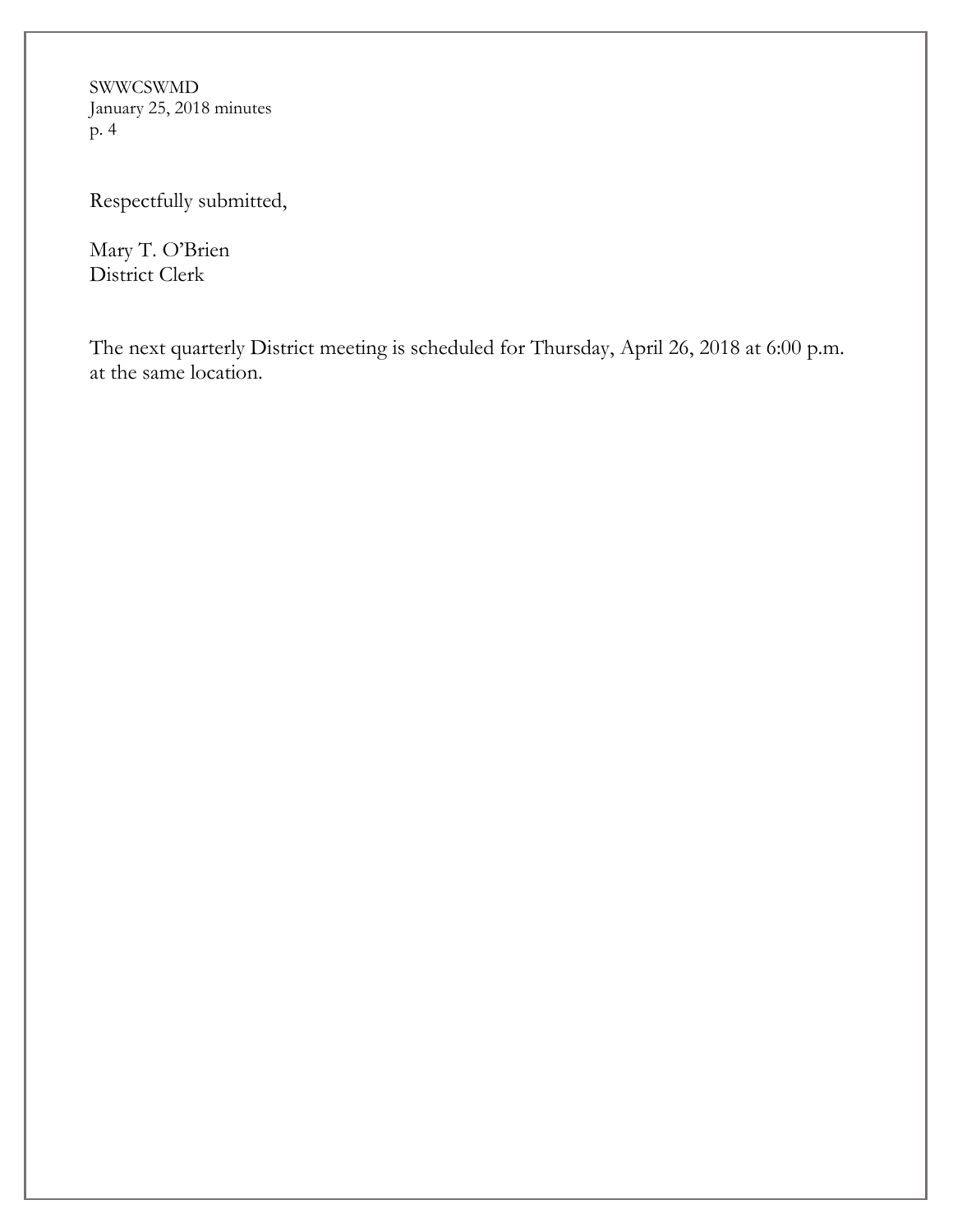Respectfully submitted,

Mary T. O'Brien
District Clerk

The next quarterly District meeting is scheduled for Thursday, April 26, 2018 at 6:00 p.m. at the same location.